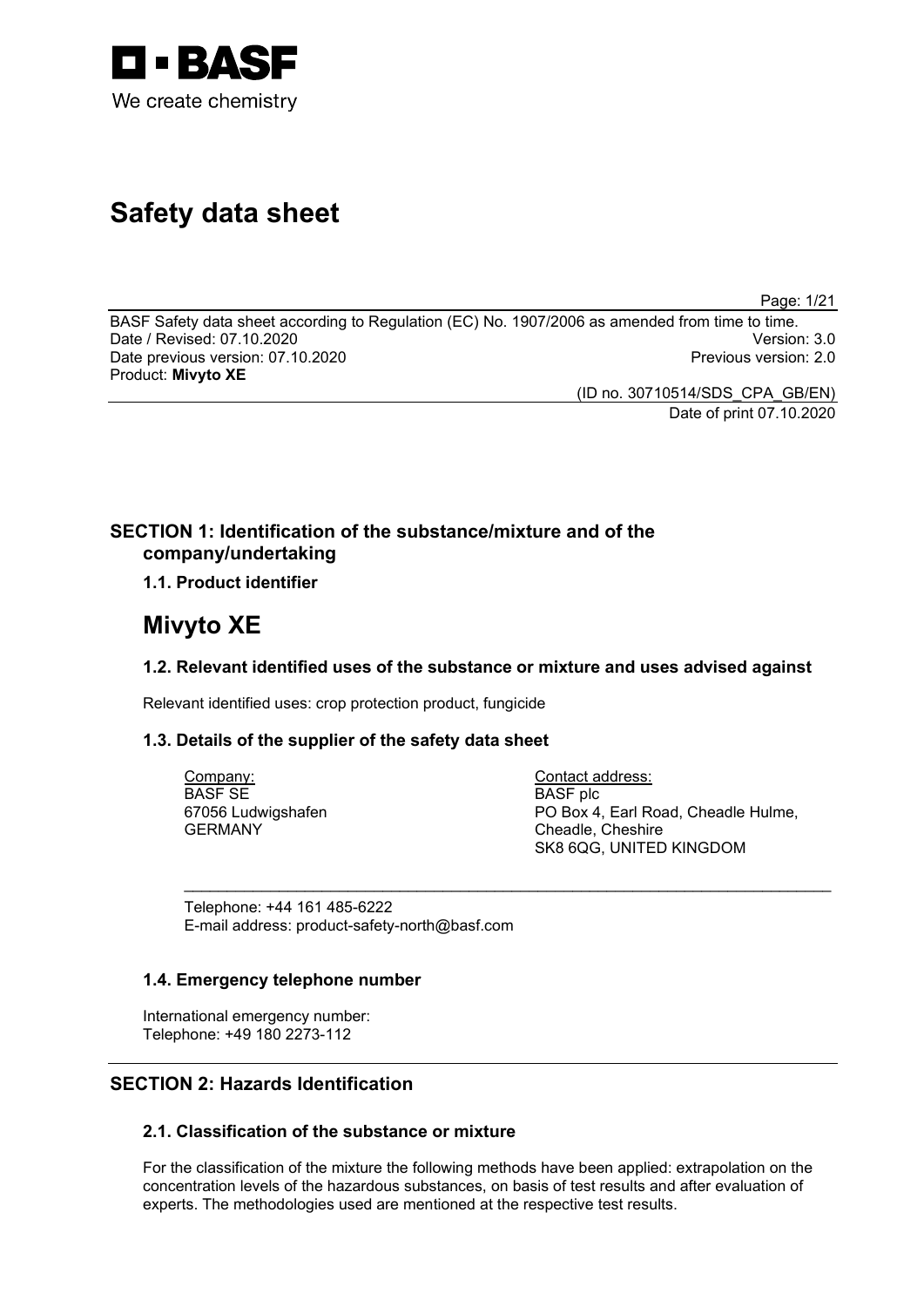BASF

We create chemistry

# Safety data sheet

BASF Safety data sheet according to Regulation (EC) No. 1907/2006 as amended from time to time.
Date / Revised: 07.10.2020 Version: 3.0
Date previous version: 07.10.2020 Previous version: 2.0
Product: **Mivyto XE**

(ID no. 30710514/SDS_CPA_GB/EN)
Date of print 07.10.2020

## SECTION 1: Identification of the substance/mixture and of the company/undertaking

### 1.1. Product identifier

# Mivyto XE

### 1.2. Relevant identified uses of the substance or mixture and uses advised against

Relevant identified uses: crop protection product, fungicide

### 1.3. Details of the supplier of the safety data sheet

Company:
BASF SE
67056 Ludwigshafen
GERMANY

Contact address:
BASF plc
PO Box 4, Earl Road, Cheadle Hulme,
Cheadle, Cheshire
SK8 6QG, UNITED KINGDOM

Telephone: +44 161 485-6222
E-mail address: product-safety-north@basf.com

### 1.4. Emergency telephone number

International emergency number:
Telephone: +49 180 2273-112

## SECTION 2: Hazards Identification

### 2.1. Classification of the substance or mixture

For the classification of the mixture the following methods have been applied: extrapolation on the concentration levels of the hazardous substances, on basis of test results and after evaluation of experts. The methodologies used are mentioned at the respective test results.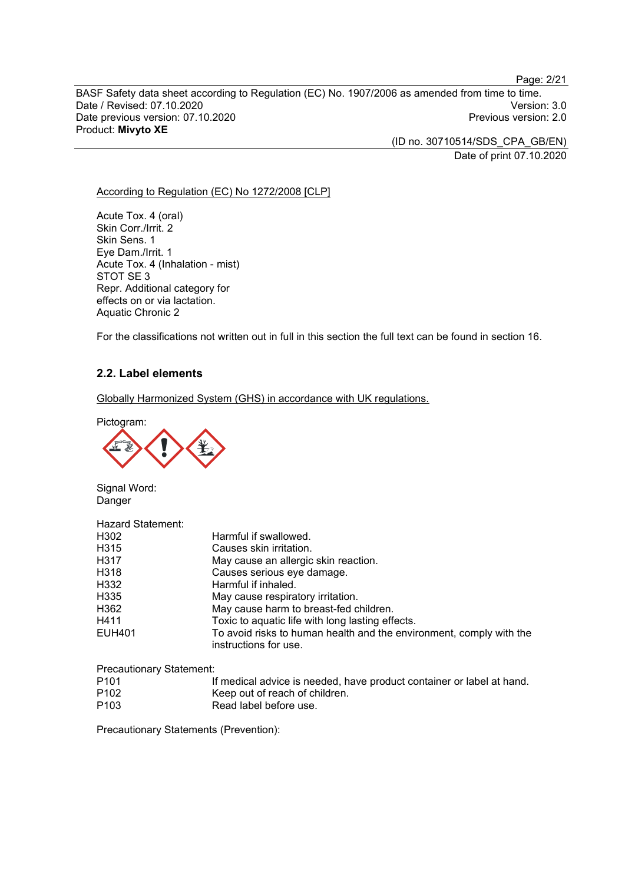According to Regulation (EC) No 1272/2008 [CLP]

Acute Tox. 4 (oral)
Skin Corr./Irrit. 2
Skin Sens. 1
Eye Dam./Irrit. 1
Acute Tox. 4 (Inhalation - mist)
STOT SE 3
Repr. Additional category for effects on or via lactation.
Aquatic Chronic 2

For the classifications not written out in full in this section the full text can be found in section 16.

### 2.2. Label elements

Globally Harmonized System (GHS) in accordance with UK regulations.

Pictogram:

Signal Word:
Danger

Hazard Statement:

| | |
|---|---|
| H302 | Harmful if swallowed. |
| H315 | Causes skin irritation. |
| H317 | May cause an allergic skin reaction. |
| H318 | Causes serious eye damage. |
| H332 | Harmful if inhaled. |
| H335 | May cause respiratory irritation. |
| H362 | May cause harm to breast-fed children. |
| H411 | Toxic to aquatic life with long lasting effects. |
| EUH401 | To avoid risks to human health and the environment, comply with the instructions for use. |

Precautionary Statement:

| | |
|---|---|
| P101 | If medical advice is needed, have product container or label at hand. |
| P102 | Keep out of reach of children. |
| P103 | Read label before use. |

Precautionary Statements (Prevention):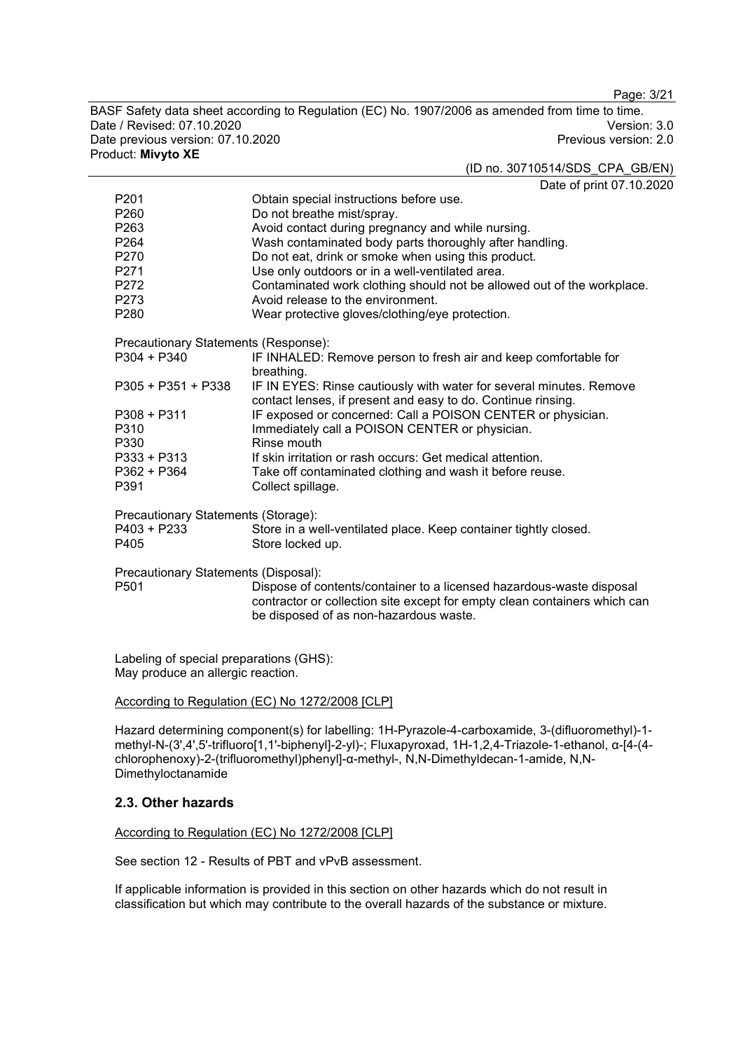| | |
|---|---|
| P201 | Obtain special instructions before use. |
| P260 | Do not breathe mist/spray. |
| P263 | Avoid contact during pregnancy and while nursing. |
| P264 | Wash contaminated body parts thoroughly after handling. |
| P270 | Do not eat, drink or smoke when using this product. |
| P271 | Use only outdoors or in a well-ventilated area. |
| P272 | Contaminated work clothing should not be allowed out of the workplace. |
| P273 | Avoid release to the environment. |
| P280 | Wear protective gloves/clothing/eye protection. |

Precautionary Statements (Response):

| | |
|---|---|
| P304 + P340 | IF INHALED: Remove person to fresh air and keep comfortable for breathing. |
| P305 + P351 + P338 | IF IN EYES: Rinse cautiously with water for several minutes. Remove contact lenses, if present and easy to do. Continue rinsing. |
| P308 + P311 | IF exposed or concerned: Call a POISON CENTER or physician. |
| P310 | Immediately call a POISON CENTER or physician. |
| P330 | Rinse mouth |
| P333 + P313 | If skin irritation or rash occurs: Get medical attention. |
| P362 + P364 | Take off contaminated clothing and wash it before reuse. |
| P391 | Collect spillage. |

Precautionary Statements (Storage):

| | |
|---|---|
| P403 + P233 | Store in a well-ventilated place. Keep container tightly closed. |
| P405 | Store locked up. |

Precautionary Statements (Disposal):

| | |
|---|---|
| P501 | Dispose of contents/container to a licensed hazardous-waste disposal contractor or collection site except for empty clean containers which can be disposed of as non-hazardous waste. |

Labeling of special preparations (GHS):
May produce an allergic reaction.

According to Regulation (EC) No 1272/2008 [CLP]

Hazard determining component(s) for labelling: 1H-Pyrazole-4-carboxamide, 3-(difluoromethyl)-1-methyl-N-(3',4',5'-trifluoro[1,1'-biphenyl]-2-yl)-; Fluxapyroxad, 1H-1,2,4-Triazole-1-ethanol, α-[4-(4-chlorophenoxy)-2-(trifluoromethyl)phenyl]-α-methyl-, N,N-Dimethyldecan-1-amide, N,N-Dimethyloctanamide

## 2.3. Other hazards

According to Regulation (EC) No 1272/2008 [CLP]

See section 12 - Results of PBT and vPvB assessment.

If applicable information is provided in this section on other hazards which do not result in classification but which may contribute to the overall hazards of the substance or mixture.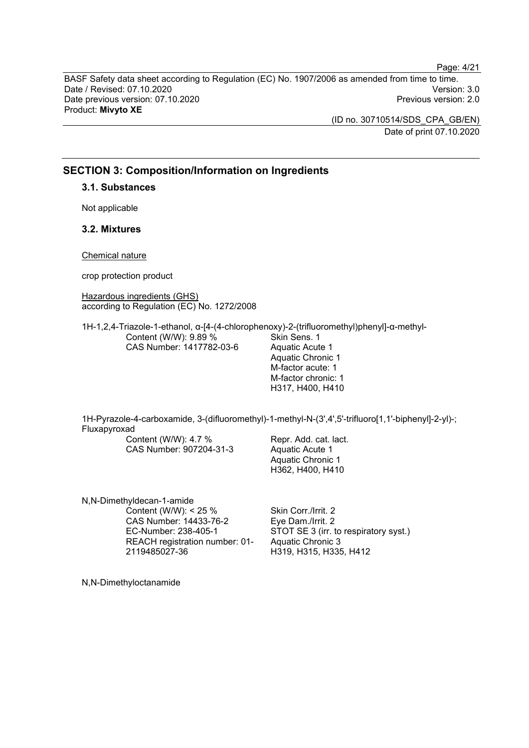## SECTION 3: Composition/Information on Ingredients

### 3.1. Substances

Not applicable

### 3.2. Mixtures

Chemical nature

crop protection product

Hazardous ingredients (GHS)
according to Regulation (EC) No. 1272/2008

1H-1,2,4-Triazole-1-ethanol, α-[4-(4-chlorophenoxy)-2-(trifluoromethyl)phenyl]-α-methyl-

| | |
|---|---|
| Content (W/W): 9.89 %<br>CAS Number: 1417782-03-6 | Skin Sens. 1<br>Aquatic Acute 1<br>Aquatic Chronic 1<br>M-factor acute: 1<br>M-factor chronic: 1<br>H317, H400, H410 |

1H-Pyrazole-4-carboxamide, 3-(difluoromethyl)-1-methyl-N-(3',4',5'-trifluoro[1,1'-biphenyl]-2-yl)-; Fluxapyroxad

| | |
|---|---|
| Content (W/W): 4.7 %<br>CAS Number: 907204-31-3 | Repr. Add. cat. lact.<br>Aquatic Acute 1<br>Aquatic Chronic 1<br>H362, H400, H410 |

N,N-Dimethyldecan-1-amide

| | |
|---|---|
| Content (W/W): < 25 %<br>CAS Number: 14433-76-2<br>EC-Number: 238-405-1<br>REACH registration number: 01-2119485027-36 | Skin Corr./Irrit. 2<br>Eye Dam./Irrit. 2<br>STOT SE 3 (irr. to respiratory syst.)<br>Aquatic Chronic 3<br>H319, H315, H335, H412 |

N,N-Dimethyloctanamide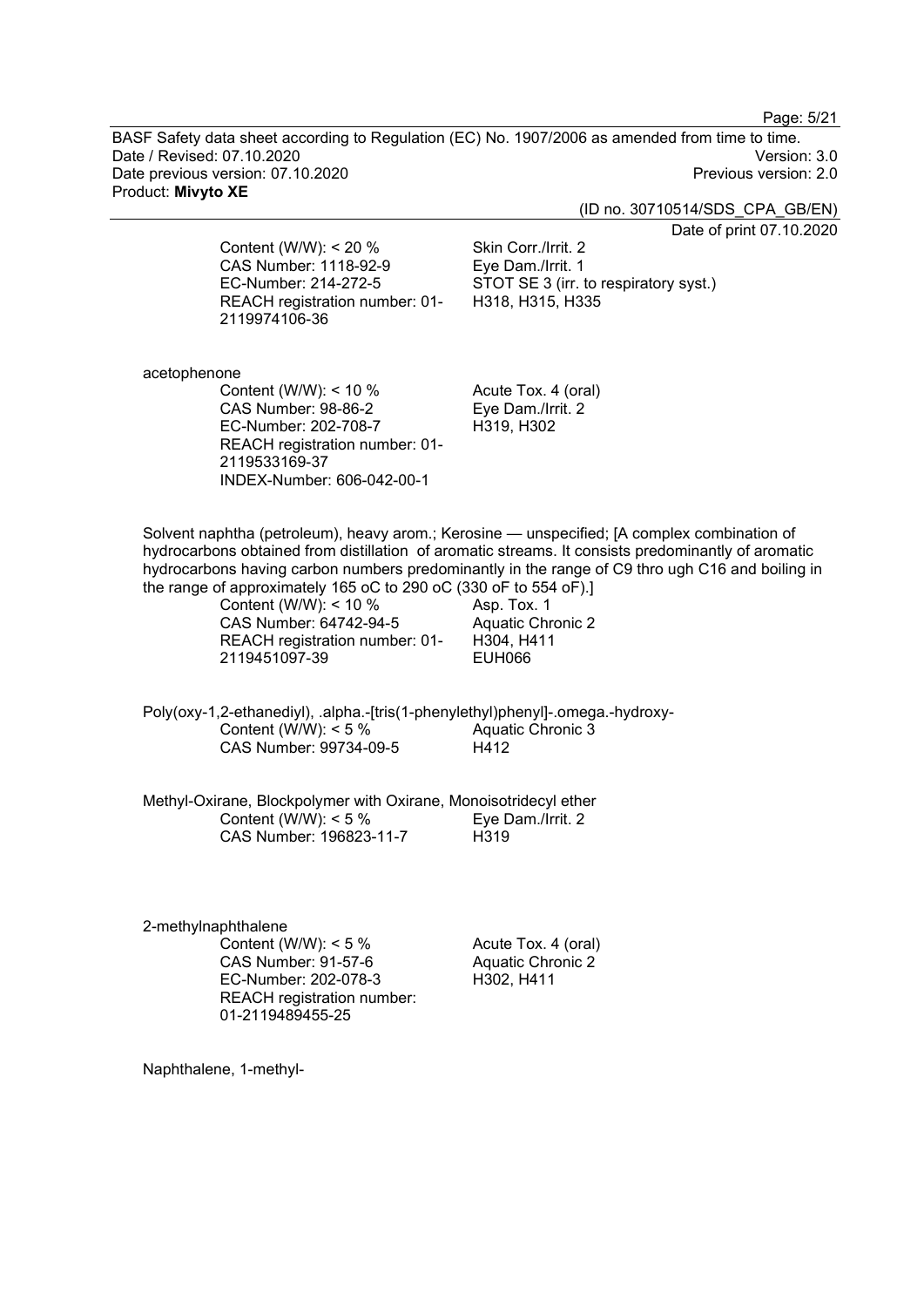Content (W/W): < 20 %
CAS Number: 1118-92-9
EC-Number: 214-272-5
REACH registration number: 01-2119974106-36

Skin Corr./Irrit. 2
Eye Dam./Irrit. 1
STOT SE 3 (irr. to respiratory syst.)
H318, H315, H335

acetophenone

Content (W/W): < 10 %
CAS Number: 98-86-2
EC-Number: 202-708-7
REACH registration number: 01-2119533169-37
INDEX-Number: 606-042-00-1

Acute Tox. 4 (oral)
Eye Dam./Irrit. 2
H319, H302

Solvent naphtha (petroleum), heavy arom.; Kerosine — unspecified; [A complex combination of hydrocarbons obtained from distillation of aromatic streams. It consists predominantly of aromatic hydrocarbons having carbon numbers predominantly in the range of C9 thro ugh C16 and boiling in the range of approximately 165 oC to 290 oC (330 oF to 554 oF).]

Content (W/W): < 10 %
CAS Number: 64742-94-5
REACH registration number: 01-2119451097-39

Asp. Tox. 1
Aquatic Chronic 2
H304, H411
EUH066

Poly(oxy-1,2-ethanediyl), .alpha.-[tris(1-phenylethyl)phenyl]-.omega.-hydroxy-

Content (W/W): < 5 %
CAS Number: 99734-09-5

Aquatic Chronic 3
H412

Methyl-Oxirane, Blockpolymer with Oxirane, Monoisotridecyl ether

Content (W/W): < 5 %
CAS Number: 196823-11-7

Eye Dam./Irrit. 2
H319

2-methylnaphthalene

Content (W/W): < 5 %
CAS Number: 91-57-6
EC-Number: 202-078-3
REACH registration number: 01-2119489455-25

Acute Tox. 4 (oral)
Aquatic Chronic 2
H302, H411

Naphthalene, 1-methyl-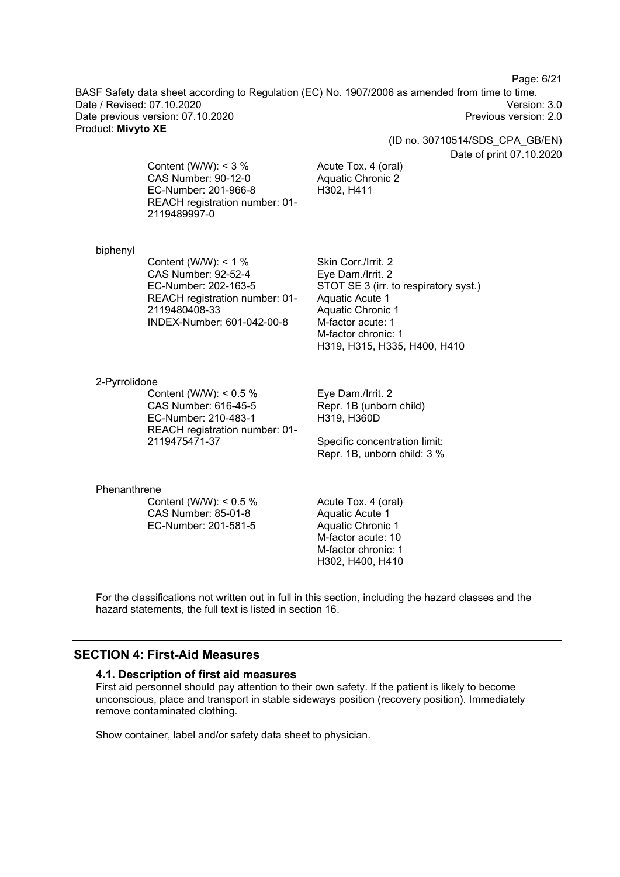Content (W/W): < 3 %
CAS Number: 90-12-0
EC-Number: 201-966-8
REACH registration number: 01-2119489997-0

Acute Tox. 4 (oral)
Aquatic Chronic 2
H302, H411

biphenyl

Content (W/W): < 1 %
CAS Number: 92-52-4
EC-Number: 202-163-5
REACH registration number: 01-2119480408-33
INDEX-Number: 601-042-00-8

Skin Corr./Irrit. 2
Eye Dam./Irrit. 2
STOT SE 3 (irr. to respiratory syst.)
Aquatic Acute 1
Aquatic Chronic 1
M-factor acute: 1
M-factor chronic: 1
H319, H315, H335, H400, H410

2-Pyrrolidone

Content (W/W): < 0.5 %
CAS Number: 616-45-5
EC-Number: 210-483-1
REACH registration number: 01-2119475471-37

Eye Dam./Irrit. 2
Repr. 1B (unborn child)
H319, H360D

Specific concentration limit:
Repr. 1B, unborn child: 3 %

Phenanthrene

Content (W/W): < 0.5 %
CAS Number: 85-01-8
EC-Number: 201-581-5

Acute Tox. 4 (oral)
Aquatic Acute 1
Aquatic Chronic 1
M-factor acute: 10
M-factor chronic: 1
H302, H400, H410

For the classifications not written out in full in this section, including the hazard classes and the hazard statements, the full text is listed in section 16.

## SECTION 4: First-Aid Measures

### 4.1. Description of first aid measures

First aid personnel should pay attention to their own safety. If the patient is likely to become unconscious, place and transport in stable sideways position (recovery position). Immediately remove contaminated clothing.

Show container, label and/or safety data sheet to physician.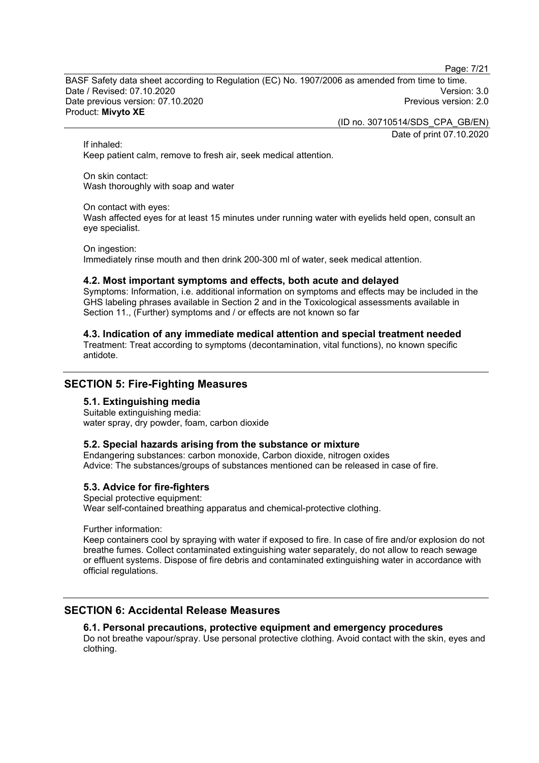If inhaled:
Keep patient calm, remove to fresh air, seek medical attention.

On skin contact:
Wash thoroughly with soap and water

On contact with eyes:
Wash affected eyes for at least 15 minutes under running water with eyelids held open, consult an eye specialist.

On ingestion:
Immediately rinse mouth and then drink 200-300 ml of water, seek medical attention.

### 4.2. Most important symptoms and effects, both acute and delayed

Symptoms: Information, i.e. additional information on symptoms and effects may be included in the GHS labeling phrases available in Section 2 and in the Toxicological assessments available in Section 11., (Further) symptoms and / or effects are not known so far

### 4.3. Indication of any immediate medical attention and special treatment needed

Treatment: Treat according to symptoms (decontamination, vital functions), no known specific antidote.

## SECTION 5: Fire-Fighting Measures

### 5.1. Extinguishing media

Suitable extinguishing media:
water spray, dry powder, foam, carbon dioxide

### 5.2. Special hazards arising from the substance or mixture

Endangering substances: carbon monoxide, Carbon dioxide, nitrogen oxides
Advice: The substances/groups of substances mentioned can be released in case of fire.

### 5.3. Advice for fire-fighters

Special protective equipment:
Wear self-contained breathing apparatus and chemical-protective clothing.

Further information:
Keep containers cool by spraying with water if exposed to fire. In case of fire and/or explosion do not breathe fumes. Collect contaminated extinguishing water separately, do not allow to reach sewage or effluent systems. Dispose of fire debris and contaminated extinguishing water in accordance with official regulations.

## SECTION 6: Accidental Release Measures

### 6.1. Personal precautions, protective equipment and emergency procedures

Do not breathe vapour/spray. Use personal protective clothing. Avoid contact with the skin, eyes and clothing.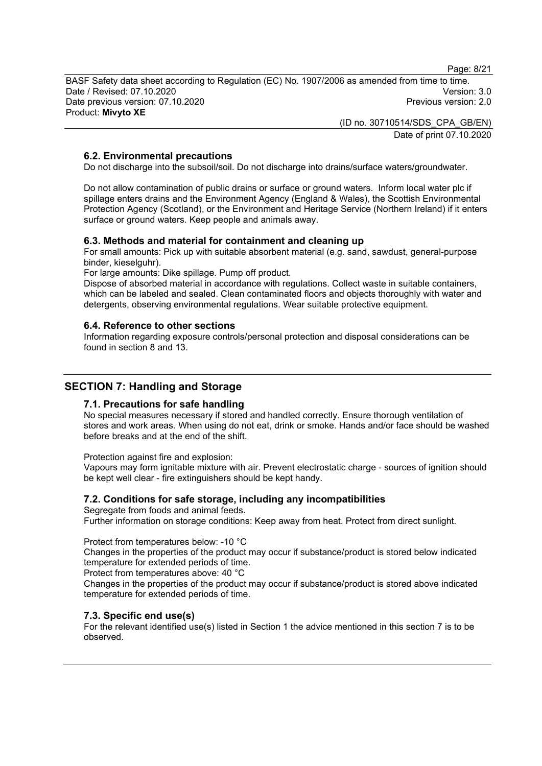### 6.2. Environmental precautions

Do not discharge into the subsoil/soil. Do not discharge into drains/surface waters/groundwater.

Do not allow contamination of public drains or surface or ground waters. Inform local water plc if spillage enters drains and the Environment Agency (England & Wales), the Scottish Environmental Protection Agency (Scotland), or the Environment and Heritage Service (Northern Ireland) if it enters surface or ground waters. Keep people and animals away.

### 6.3. Methods and material for containment and cleaning up

For small amounts: Pick up with suitable absorbent material (e.g. sand, sawdust, general-purpose binder, kieselguhr).

For large amounts: Dike spillage. Pump off product.

Dispose of absorbed material in accordance with regulations. Collect waste in suitable containers, which can be labeled and sealed. Clean contaminated floors and objects thoroughly with water and detergents, observing environmental regulations. Wear suitable protective equipment.

### 6.4. Reference to other sections

Information regarding exposure controls/personal protection and disposal considerations can be found in section 8 and 13.

## SECTION 7: Handling and Storage

### 7.1. Precautions for safe handling

No special measures necessary if stored and handled correctly. Ensure thorough ventilation of stores and work areas. When using do not eat, drink or smoke. Hands and/or face should be washed before breaks and at the end of the shift.

Protection against fire and explosion:

Vapours may form ignitable mixture with air. Prevent electrostatic charge - sources of ignition should be kept well clear - fire extinguishers should be kept handy.

### 7.2. Conditions for safe storage, including any incompatibilities

Segregate from foods and animal feeds.

Further information on storage conditions: Keep away from heat. Protect from direct sunlight.

Protect from temperatures below: -10 °C

Changes in the properties of the product may occur if substance/product is stored below indicated temperature for extended periods of time.

Protect from temperatures above: 40 °C

Changes in the properties of the product may occur if substance/product is stored above indicated temperature for extended periods of time.

### 7.3. Specific end use(s)

For the relevant identified use(s) listed in Section 1 the advice mentioned in this section 7 is to be observed.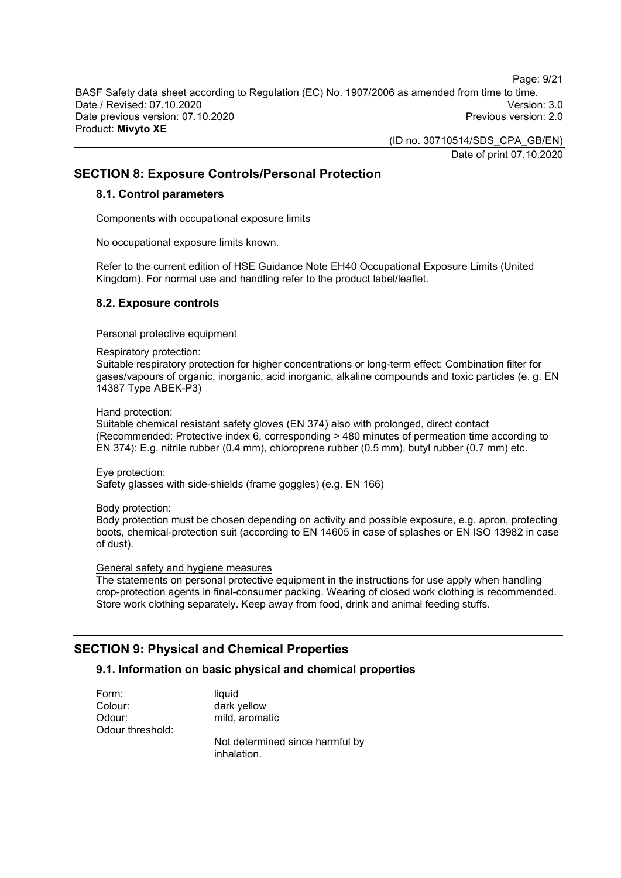## SECTION 8: Exposure Controls/Personal Protection

### 8.1. Control parameters

Components with occupational exposure limits

No occupational exposure limits known.

Refer to the current edition of HSE Guidance Note EH40 Occupational Exposure Limits (United Kingdom). For normal use and handling refer to the product label/leaflet.

### 8.2. Exposure controls

Personal protective equipment

Respiratory protection:
Suitable respiratory protection for higher concentrations or long-term effect: Combination filter for gases/vapours of organic, inorganic, acid inorganic, alkaline compounds and toxic particles (e. g. EN 14387 Type ABEK-P3)

Hand protection:
Suitable chemical resistant safety gloves (EN 374) also with prolonged, direct contact (Recommended: Protective index 6, corresponding > 480 minutes of permeation time according to EN 374): E.g. nitrile rubber (0.4 mm), chloroprene rubber (0.5 mm), butyl rubber (0.7 mm) etc.

Eye protection:
Safety glasses with side-shields (frame goggles) (e.g. EN 166)

Body protection:
Body protection must be chosen depending on activity and possible exposure, e.g. apron, protecting boots, chemical-protection suit (according to EN 14605 in case of splashes or EN ISO 13982 in case of dust).

General safety and hygiene measures
The statements on personal protective equipment in the instructions for use apply when handling crop-protection agents in final-consumer packing. Wearing of closed work clothing is recommended. Store work clothing separately. Keep away from food, drink and animal feeding stuffs.

## SECTION 9: Physical and Chemical Properties

### 9.1. Information on basic physical and chemical properties

Form: liquid
Colour: dark yellow
Odour: mild, aromatic
Odour threshold:
Not determined since harmful by inhalation.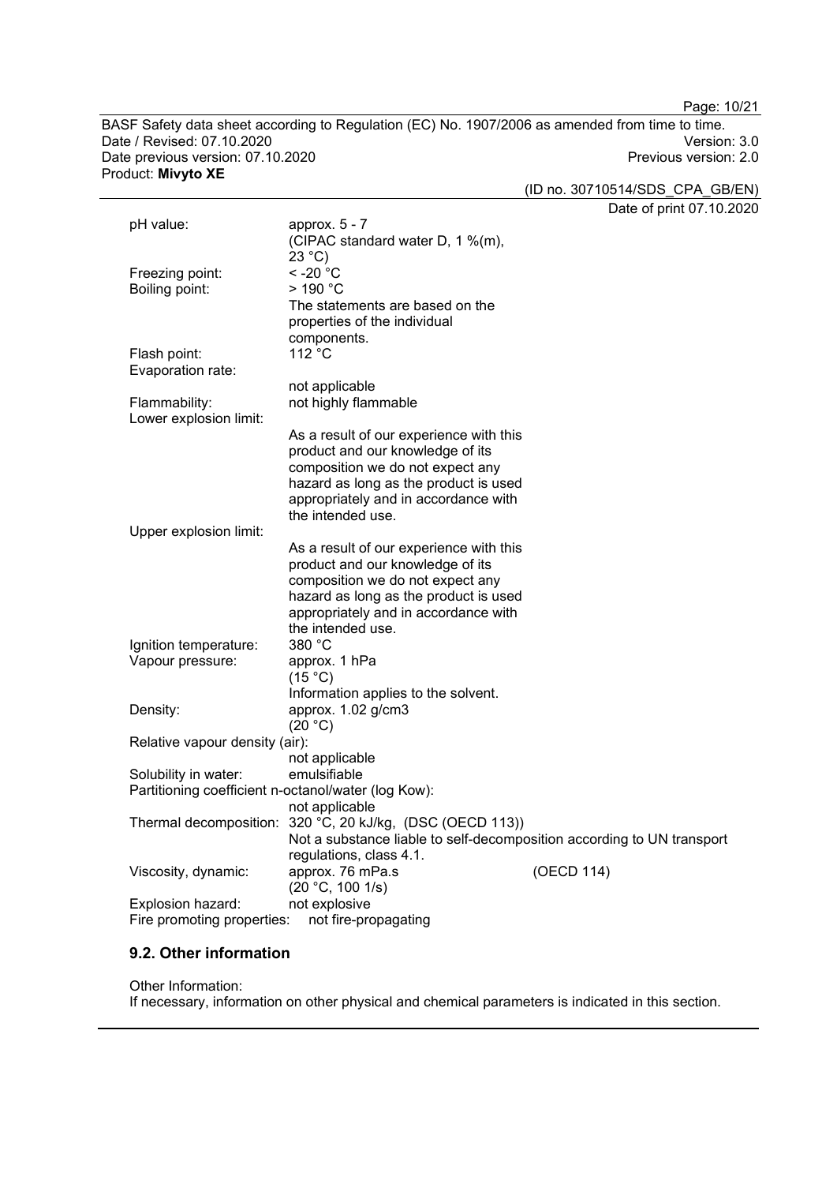| | | |
|---|---|---|
| pH value: | approx. 5 - 7<br>(CIPAC standard water D, 1 %(m), 23 °C) | |
| Freezing point: | < -20 °C | |
| Boiling point: | > 190 °C<br>The statements are based on the properties of the individual components. | |
| Flash point: | 112 °C | |
| Evaporation rate: | not applicable | |
| Flammability: | not highly flammable | |
| Lower explosion limit: | As a result of our experience with this product and our knowledge of its composition we do not expect any hazard as long as the product is used appropriately and in accordance with the intended use. | |
| Upper explosion limit: | As a result of our experience with this product and our knowledge of its composition we do not expect any hazard as long as the product is used appropriately and in accordance with the intended use. | |
| Ignition temperature: | 380 °C | |
| Vapour pressure: | approx. 1 hPa<br>(15 °C)<br>Information applies to the solvent. | |
| Density: | approx. 1.02 g/cm3<br>(20 °C) | |
| Relative vapour density (air): | not applicable | |
| Solubility in water: | emulsifiable | |
| Partitioning coefficient n-octanol/water (log Kow): | not applicable | |
| Thermal decomposition: | 320 °C, 20 kJ/kg, (DSC (OECD 113))<br>Not a substance liable to self-decomposition according to UN transport regulations, class 4.1. | |
| Viscosity, dynamic: | approx. 76 mPa.s<br>(20 °C, 100 1/s) | (OECD 114) |
| Explosion hazard: | not explosive | |
| Fire promoting properties: | not fire-propagating | |

## 9.2. Other information

Other Information:
If necessary, information on other physical and chemical parameters is indicated in this section.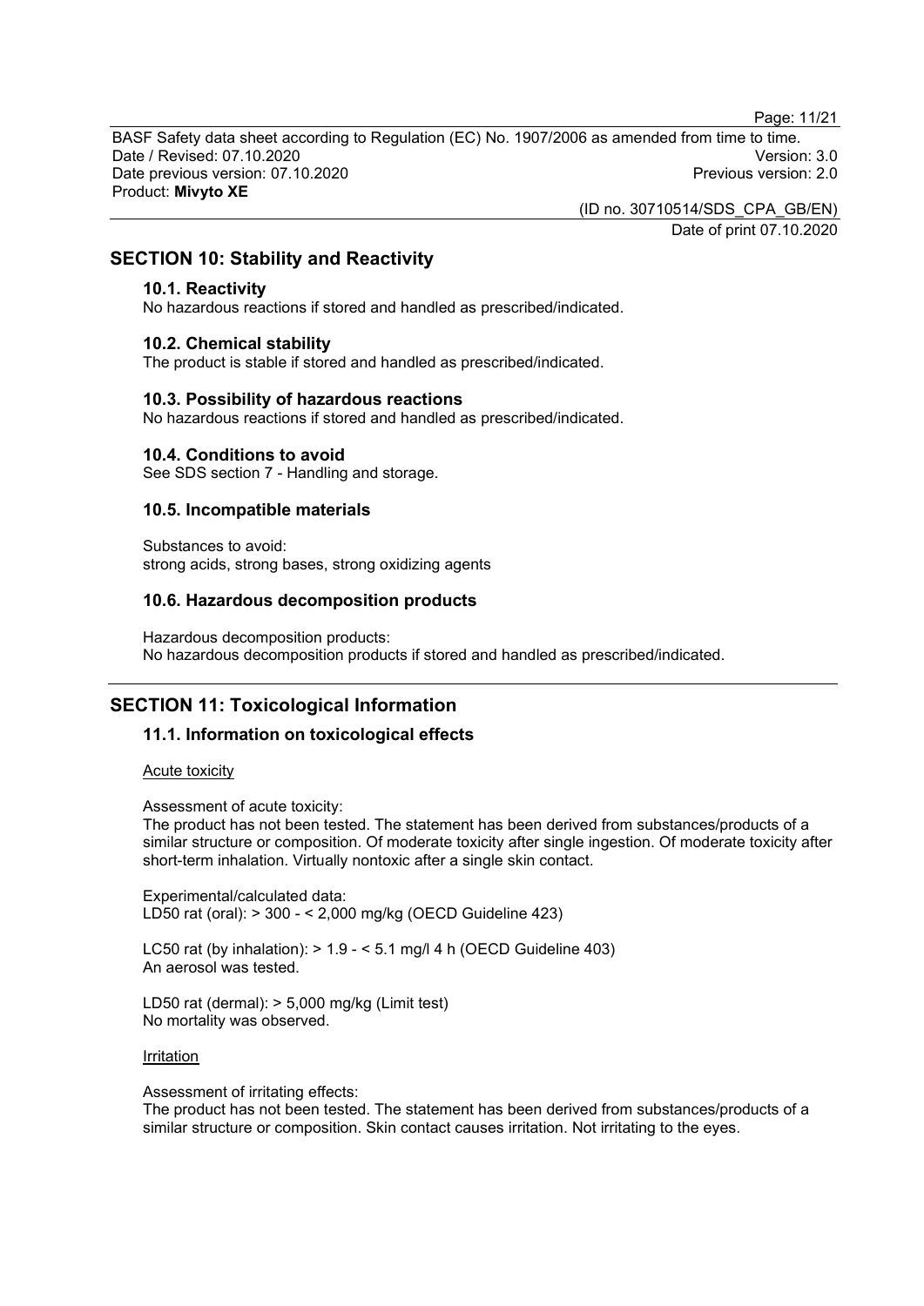## SECTION 10: Stability and Reactivity

### 10.1. Reactivity

No hazardous reactions if stored and handled as prescribed/indicated.

### 10.2. Chemical stability

The product is stable if stored and handled as prescribed/indicated.

### 10.3. Possibility of hazardous reactions

No hazardous reactions if stored and handled as prescribed/indicated.

### 10.4. Conditions to avoid

See SDS section 7 - Handling and storage.

### 10.5. Incompatible materials

Substances to avoid:
strong acids, strong bases, strong oxidizing agents

### 10.6. Hazardous decomposition products

Hazardous decomposition products:
No hazardous decomposition products if stored and handled as prescribed/indicated.

## SECTION 11: Toxicological Information

### 11.1. Information on toxicological effects

Acute toxicity

Assessment of acute toxicity:
The product has not been tested. The statement has been derived from substances/products of a similar structure or composition. Of moderate toxicity after single ingestion. Of moderate toxicity after short-term inhalation. Virtually nontoxic after a single skin contact.

Experimental/calculated data:
LD50 rat (oral): > 300 - < 2,000 mg/kg (OECD Guideline 423)

LC50 rat (by inhalation): > 1.9 - < 5.1 mg/l 4 h (OECD Guideline 403)
An aerosol was tested.

LD50 rat (dermal): > 5,000 mg/kg (Limit test)
No mortality was observed.

Irritation

Assessment of irritating effects:
The product has not been tested. The statement has been derived from substances/products of a similar structure or composition. Skin contact causes irritation. Not irritating to the eyes.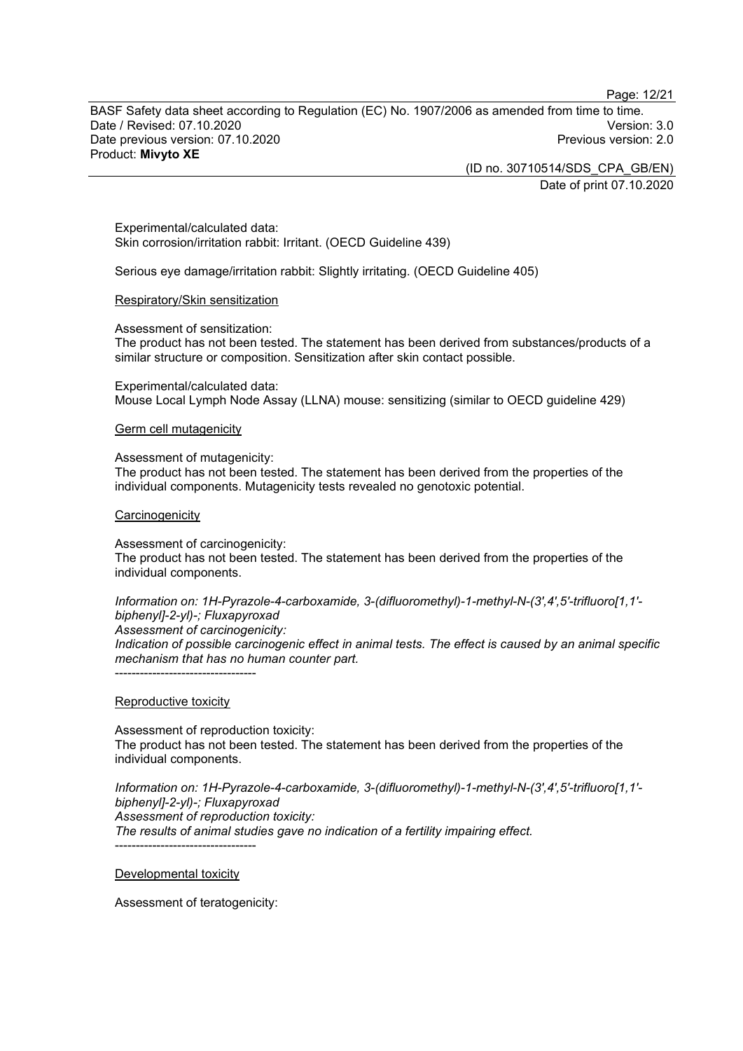Experimental/calculated data:
Skin corrosion/irritation rabbit: Irritant. (OECD Guideline 439)

Serious eye damage/irritation rabbit: Slightly irritating. (OECD Guideline 405)

Respiratory/Skin sensitization

Assessment of sensitization:
The product has not been tested. The statement has been derived from substances/products of a similar structure or composition. Sensitization after skin contact possible.

Experimental/calculated data:
Mouse Local Lymph Node Assay (LLNA) mouse: sensitizing (similar to OECD guideline 429)

Germ cell mutagenicity

Assessment of mutagenicity:
The product has not been tested. The statement has been derived from the properties of the individual components. Mutagenicity tests revealed no genotoxic potential.

Carcinogenicity

Assessment of carcinogenicity:
The product has not been tested. The statement has been derived from the properties of the individual components.

*Information on: 1H-Pyrazole-4-carboxamide, 3-(difluoromethyl)-1-methyl-N-(3',4',5'-trifluoro[1,1'-biphenyl]-2-yl)-; Fluxapyroxad*
*Assessment of carcinogenicity:*
*Indication of possible carcinogenic effect in animal tests. The effect is caused by an animal specific mechanism that has no human counter part.*

----------------------------------

Reproductive toxicity

Assessment of reproduction toxicity:
The product has not been tested. The statement has been derived from the properties of the individual components.

*Information on: 1H-Pyrazole-4-carboxamide, 3-(difluoromethyl)-1-methyl-N-(3',4',5'-trifluoro[1,1'-biphenyl]-2-yl)-; Fluxapyroxad*
*Assessment of reproduction toxicity:*
*The results of animal studies gave no indication of a fertility impairing effect.*

----------------------------------

Developmental toxicity

Assessment of teratogenicity: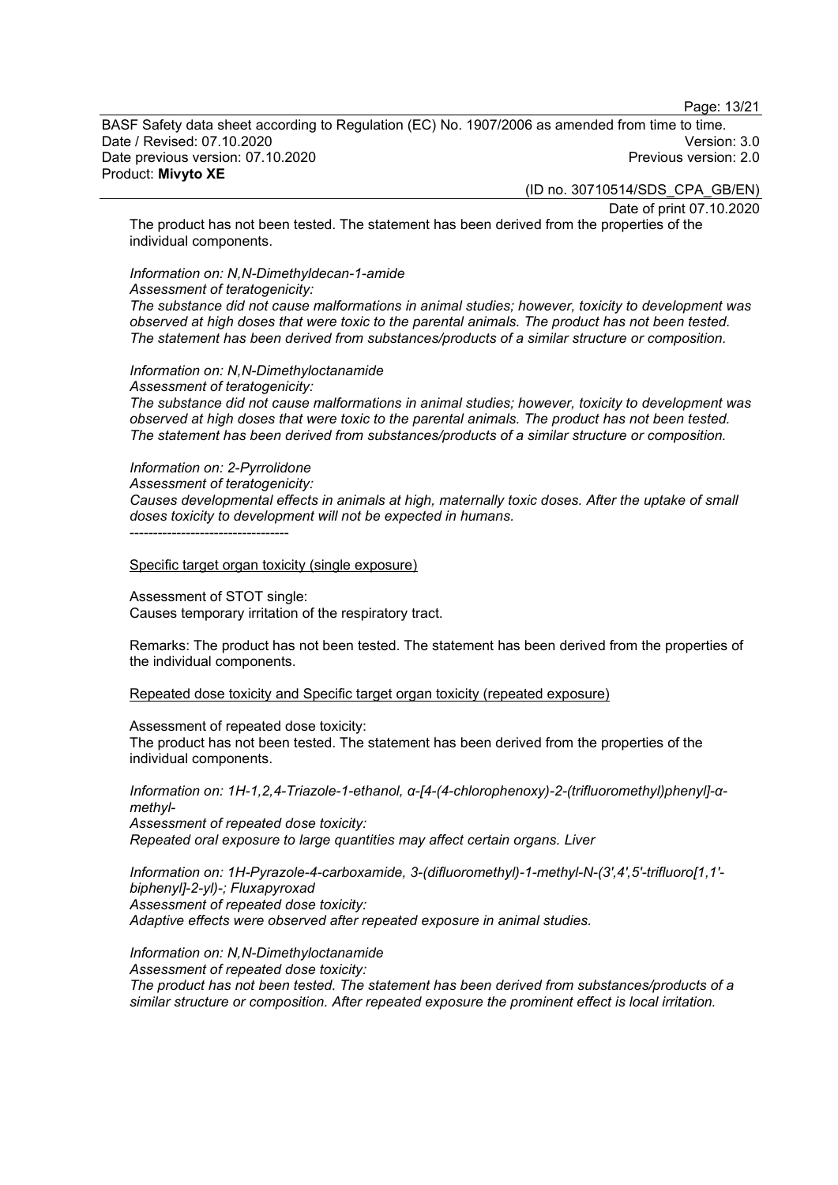The product has not been tested. The statement has been derived from the properties of the individual components.

*Information on: N,N-Dimethyldecan-1-amide*
*Assessment of teratogenicity:*
*The substance did not cause malformations in animal studies; however, toxicity to development was observed at high doses that were toxic to the parental animals. The product has not been tested. The statement has been derived from substances/products of a similar structure or composition.*

*Information on: N,N-Dimethyloctanamide*
*Assessment of teratogenicity:*
*The substance did not cause malformations in animal studies; however, toxicity to development was observed at high doses that were toxic to the parental animals. The product has not been tested. The statement has been derived from substances/products of a similar structure or composition.*

*Information on: 2-Pyrrolidone*
*Assessment of teratogenicity:*
*Causes developmental effects in animals at high, maternally toxic doses. After the uptake of small doses toxicity to development will not be expected in humans.*
----------------------------------

Specific target organ toxicity (single exposure)

Assessment of STOT single:
Causes temporary irritation of the respiratory tract.

Remarks: The product has not been tested. The statement has been derived from the properties of the individual components.

Repeated dose toxicity and Specific target organ toxicity (repeated exposure)

Assessment of repeated dose toxicity:
The product has not been tested. The statement has been derived from the properties of the individual components.

*Information on: 1H-1,2,4-Triazole-1-ethanol, α-[4-(4-chlorophenoxy)-2-(trifluoromethyl)phenyl]-α-methyl-*
*Assessment of repeated dose toxicity:*
*Repeated oral exposure to large quantities may affect certain organs. Liver*

*Information on: 1H-Pyrazole-4-carboxamide, 3-(difluoromethyl)-1-methyl-N-(3',4',5'-trifluoro[1,1'-biphenyl]-2-yl)-; Fluxapyroxad*
*Assessment of repeated dose toxicity:*
*Adaptive effects were observed after repeated exposure in animal studies.*

*Information on: N,N-Dimethyloctanamide*
*Assessment of repeated dose toxicity:*
*The product has not been tested. The statement has been derived from substances/products of a similar structure or composition. After repeated exposure the prominent effect is local irritation.*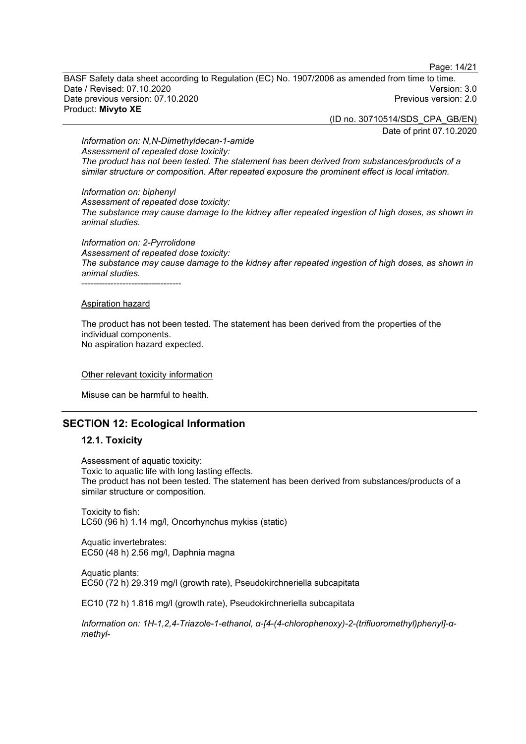*Information on: N,N-Dimethyldecan-1-amide*
*Assessment of repeated dose toxicity:*
*The product has not been tested. The statement has been derived from substances/products of a similar structure or composition. After repeated exposure the prominent effect is local irritation.*

*Information on: biphenyl*
*Assessment of repeated dose toxicity:*
*The substance may cause damage to the kidney after repeated ingestion of high doses, as shown in animal studies.*

*Information on: 2-Pyrrolidone*
*Assessment of repeated dose toxicity:*
*The substance may cause damage to the kidney after repeated ingestion of high doses, as shown in animal studies.*
----------------------------------

Aspiration hazard

The product has not been tested. The statement has been derived from the properties of the individual components.
No aspiration hazard expected.

Other relevant toxicity information

Misuse can be harmful to health.

## SECTION 12: Ecological Information

### 12.1. Toxicity

Assessment of aquatic toxicity:
Toxic to aquatic life with long lasting effects.
The product has not been tested. The statement has been derived from substances/products of a similar structure or composition.

Toxicity to fish:
LC50 (96 h) 1.14 mg/l, Oncorhynchus mykiss (static)

Aquatic invertebrates:
EC50 (48 h) 2.56 mg/l, Daphnia magna

Aquatic plants:
EC50 (72 h) 29.319 mg/l (growth rate), Pseudokirchneriella subcapitata

EC10 (72 h) 1.816 mg/l (growth rate), Pseudokirchneriella subcapitata

*Information on: 1H-1,2,4-Triazole-1-ethanol, α-[4-(4-chlorophenoxy)-2-(trifluoromethyl)phenyl]-α-methyl-*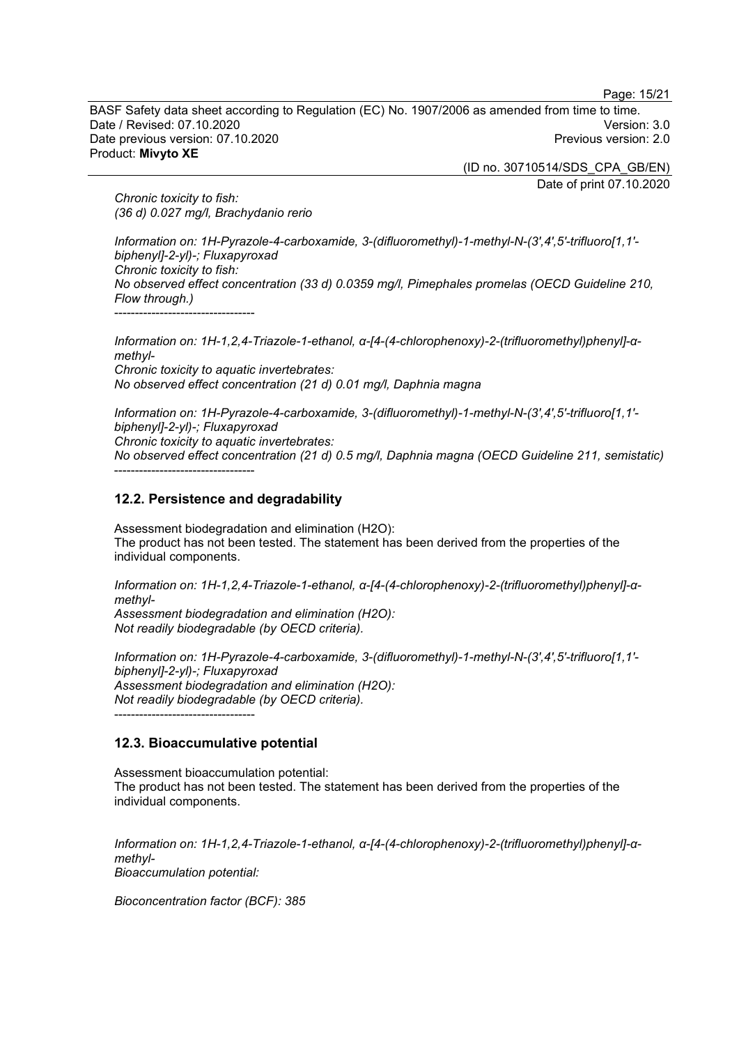*Chronic toxicity to fish:*
*(36 d) 0.027 mg/l, Brachydanio rerio*

*Information on: 1H-Pyrazole-4-carboxamide, 3-(difluoromethyl)-1-methyl-N-(3',4',5'-trifluoro[1,1'-biphenyl]-2-yl)-; Fluxapyroxad*
*Chronic toxicity to fish:*
*No observed effect concentration (33 d) 0.0359 mg/l, Pimephales promelas (OECD Guideline 210, Flow through.)*
----------------------------------

*Information on: 1H-1,2,4-Triazole-1-ethanol, α-[4-(4-chlorophenoxy)-2-(trifluoromethyl)phenyl]-α-methyl-*
*Chronic toxicity to aquatic invertebrates:*
*No observed effect concentration (21 d) 0.01 mg/l, Daphnia magna*

*Information on: 1H-Pyrazole-4-carboxamide, 3-(difluoromethyl)-1-methyl-N-(3',4',5'-trifluoro[1,1'-biphenyl]-2-yl)-; Fluxapyroxad*
*Chronic toxicity to aquatic invertebrates:*
*No observed effect concentration (21 d) 0.5 mg/l, Daphnia magna (OECD Guideline 211, semistatic)*
----------------------------------

## 12.2. Persistence and degradability

Assessment biodegradation and elimination (H2O):
The product has not been tested. The statement has been derived from the properties of the individual components.

*Information on: 1H-1,2,4-Triazole-1-ethanol, α-[4-(4-chlorophenoxy)-2-(trifluoromethyl)phenyl]-α-methyl-*
*Assessment biodegradation and elimination (H2O):*
*Not readily biodegradable (by OECD criteria).*

*Information on: 1H-Pyrazole-4-carboxamide, 3-(difluoromethyl)-1-methyl-N-(3',4',5'-trifluoro[1,1'-biphenyl]-2-yl)-; Fluxapyroxad*
*Assessment biodegradation and elimination (H2O):*
*Not readily biodegradable (by OECD criteria).*
----------------------------------

## 12.3. Bioaccumulative potential

Assessment bioaccumulation potential:
The product has not been tested. The statement has been derived from the properties of the individual components.

*Information on: 1H-1,2,4-Triazole-1-ethanol, α-[4-(4-chlorophenoxy)-2-(trifluoromethyl)phenyl]-α-methyl-*
*Bioaccumulation potential:*

*Bioconcentration factor (BCF): 385*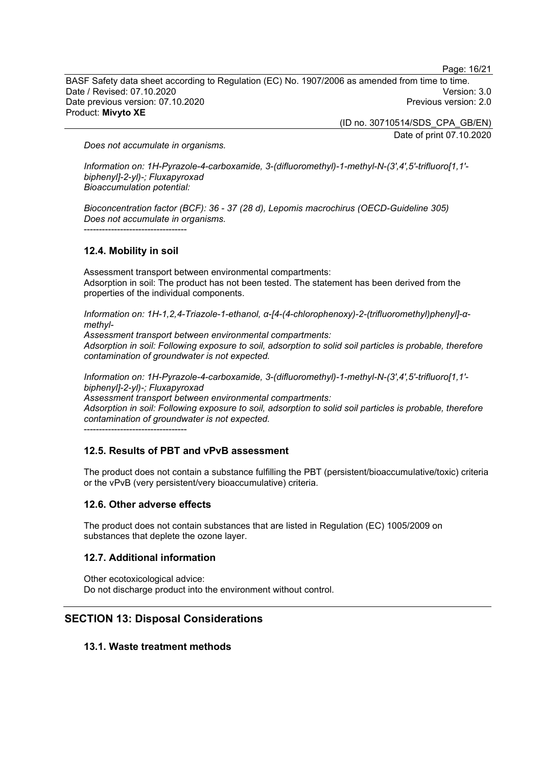*Does not accumulate in organisms.*

*Information on: 1H-Pyrazole-4-carboxamide, 3-(difluoromethyl)-1-methyl-N-(3',4',5'-trifluoro[1,1'-biphenyl]-2-yl)-; Fluxapyroxad*
*Bioaccumulation potential:*

*Bioconcentration factor (BCF): 36 - 37 (28 d), Lepomis macrochirus (OECD-Guideline 305)*
*Does not accumulate in organisms.*
----------------------------------

### 12.4. Mobility in soil

Assessment transport between environmental compartments:
Adsorption in soil: The product has not been tested. The statement has been derived from the properties of the individual components.

*Information on: 1H-1,2,4-Triazole-1-ethanol, α-[4-(4-chlorophenoxy)-2-(trifluoromethyl)phenyl]-α-methyl-*
*Assessment transport between environmental compartments:*
*Adsorption in soil: Following exposure to soil, adsorption to solid soil particles is probable, therefore contamination of groundwater is not expected.*

*Information on: 1H-Pyrazole-4-carboxamide, 3-(difluoromethyl)-1-methyl-N-(3',4',5'-trifluoro[1,1'-biphenyl]-2-yl)-; Fluxapyroxad*
*Assessment transport between environmental compartments:*
*Adsorption in soil: Following exposure to soil, adsorption to solid soil particles is probable, therefore contamination of groundwater is not expected.*
----------------------------------

### 12.5. Results of PBT and vPvB assessment

The product does not contain a substance fulfilling the PBT (persistent/bioaccumulative/toxic) criteria or the vPvB (very persistent/very bioaccumulative) criteria.

### 12.6. Other adverse effects

The product does not contain substances that are listed in Regulation (EC) 1005/2009 on substances that deplete the ozone layer.

### 12.7. Additional information

Other ecotoxicological advice:
Do not discharge product into the environment without control.

## SECTION 13: Disposal Considerations

### 13.1. Waste treatment methods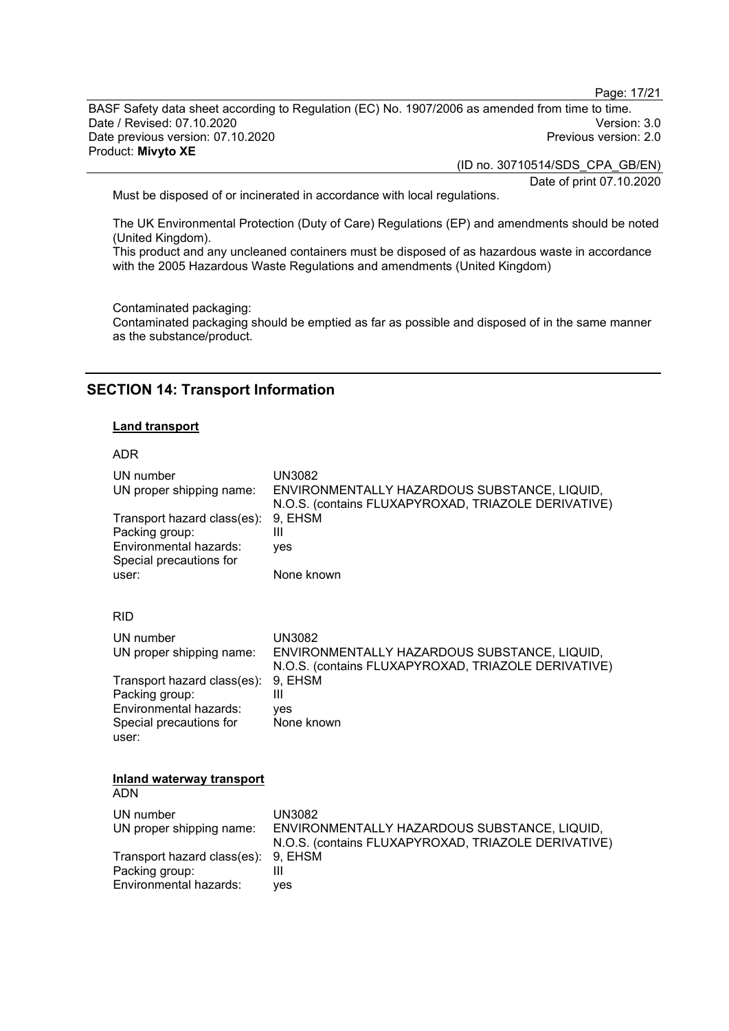Must be disposed of or incinerated in accordance with local regulations.

The UK Environmental Protection (Duty of Care) Regulations (EP) and amendments should be noted (United Kingdom).
This product and any uncleaned containers must be disposed of as hazardous waste in accordance with the 2005 Hazardous Waste Regulations and amendments (United Kingdom)

Contaminated packaging:
Contaminated packaging should be emptied as far as possible and disposed of in the same manner as the substance/product.

## SECTION 14: Transport Information

**Land transport**

ADR

| | |
|---|---|
| UN number | UN3082 |
| UN proper shipping name: | ENVIRONMENTALLY HAZARDOUS SUBSTANCE, LIQUID, N.O.S. (contains FLUXAPYROXAD, TRIAZOLE DERIVATIVE) |
| Transport hazard class(es): | 9, EHSM |
| Packing group: | III |
| Environmental hazards: | yes |
| Special precautions for user: | None known |

RID

| | |
|---|---|
| UN number | UN3082 |
| UN proper shipping name: | ENVIRONMENTALLY HAZARDOUS SUBSTANCE, LIQUID, N.O.S. (contains FLUXAPYROXAD, TRIAZOLE DERIVATIVE) |
| Transport hazard class(es): | 9, EHSM |
| Packing group: | III |
| Environmental hazards: | yes |
| Special precautions for user: | None known |

**Inland waterway transport**
ADN

| | |
|---|---|
| UN number | UN3082 |
| UN proper shipping name: | ENVIRONMENTALLY HAZARDOUS SUBSTANCE, LIQUID, N.O.S. (contains FLUXAPYROXAD, TRIAZOLE DERIVATIVE) |
| Transport hazard class(es): | 9, EHSM |
| Packing group: | III |
| Environmental hazards: | yes |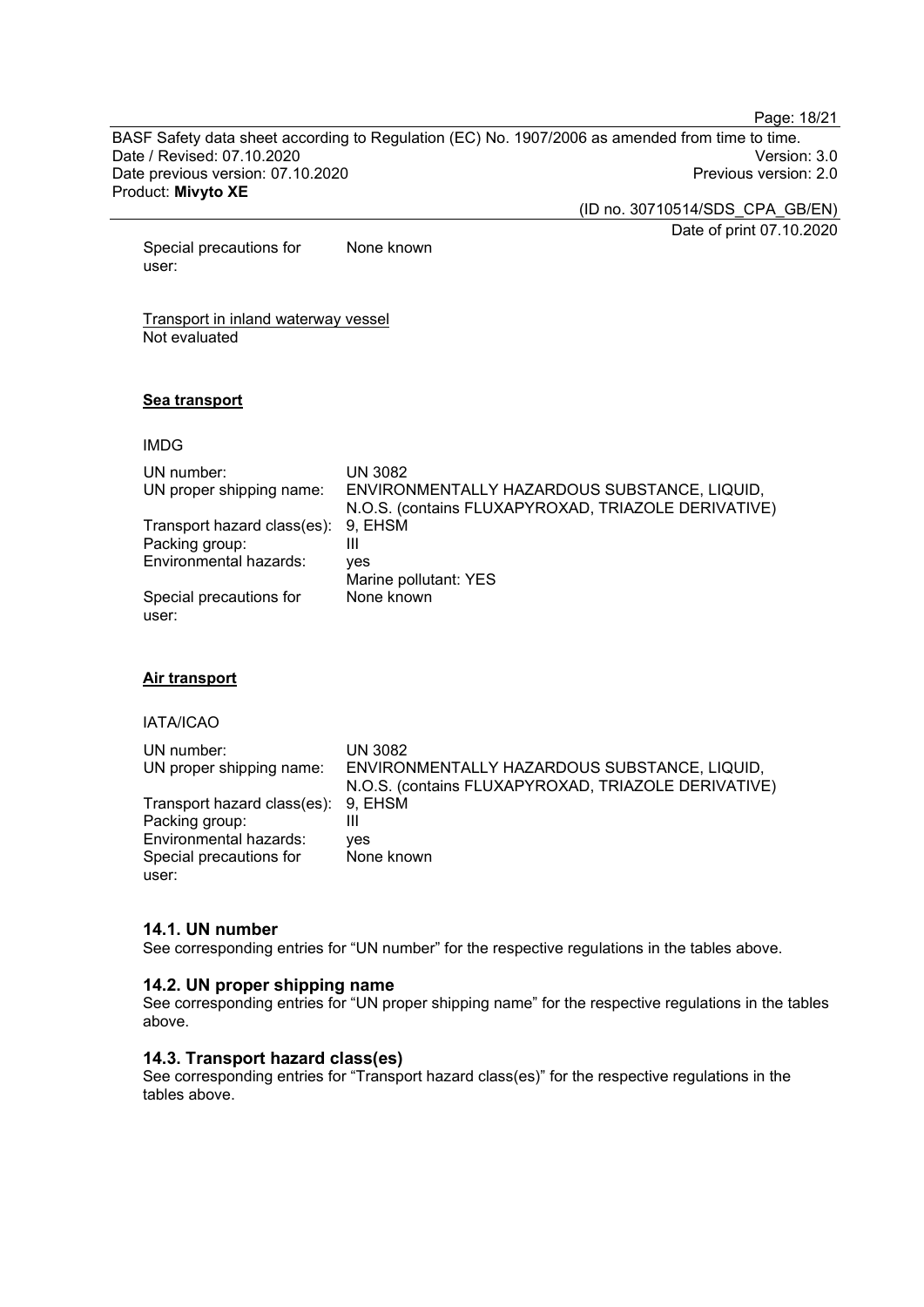Special precautions for user: None known

Transport in inland waterway vessel
Not evaluated

**Sea transport**

IMDG

| | |
|---|---|
| UN number: | UN 3082 |
| UN proper shipping name: | ENVIRONMENTALLY HAZARDOUS SUBSTANCE, LIQUID, N.O.S. (contains FLUXAPYROXAD, TRIAZOLE DERIVATIVE) |
| Transport hazard class(es): | 9, EHSM |
| Packing group: | III |
| Environmental hazards: | yes<br>Marine pollutant: YES |
| Special precautions for user: | None known |

**Air transport**

IATA/ICAO

| | |
|---|---|
| UN number: | UN 3082 |
| UN proper shipping name: | ENVIRONMENTALLY HAZARDOUS SUBSTANCE, LIQUID, N.O.S. (contains FLUXAPYROXAD, TRIAZOLE DERIVATIVE) |
| Transport hazard class(es): | 9, EHSM |
| Packing group: | III |
| Environmental hazards: | yes |
| Special precautions for user: | None known |

## 14.1. UN number

See corresponding entries for “UN number” for the respective regulations in the tables above.

## 14.2. UN proper shipping name

See corresponding entries for “UN proper shipping name” for the respective regulations in the tables above.

## 14.3. Transport hazard class(es)

See corresponding entries for “Transport hazard class(es)” for the respective regulations in the tables above.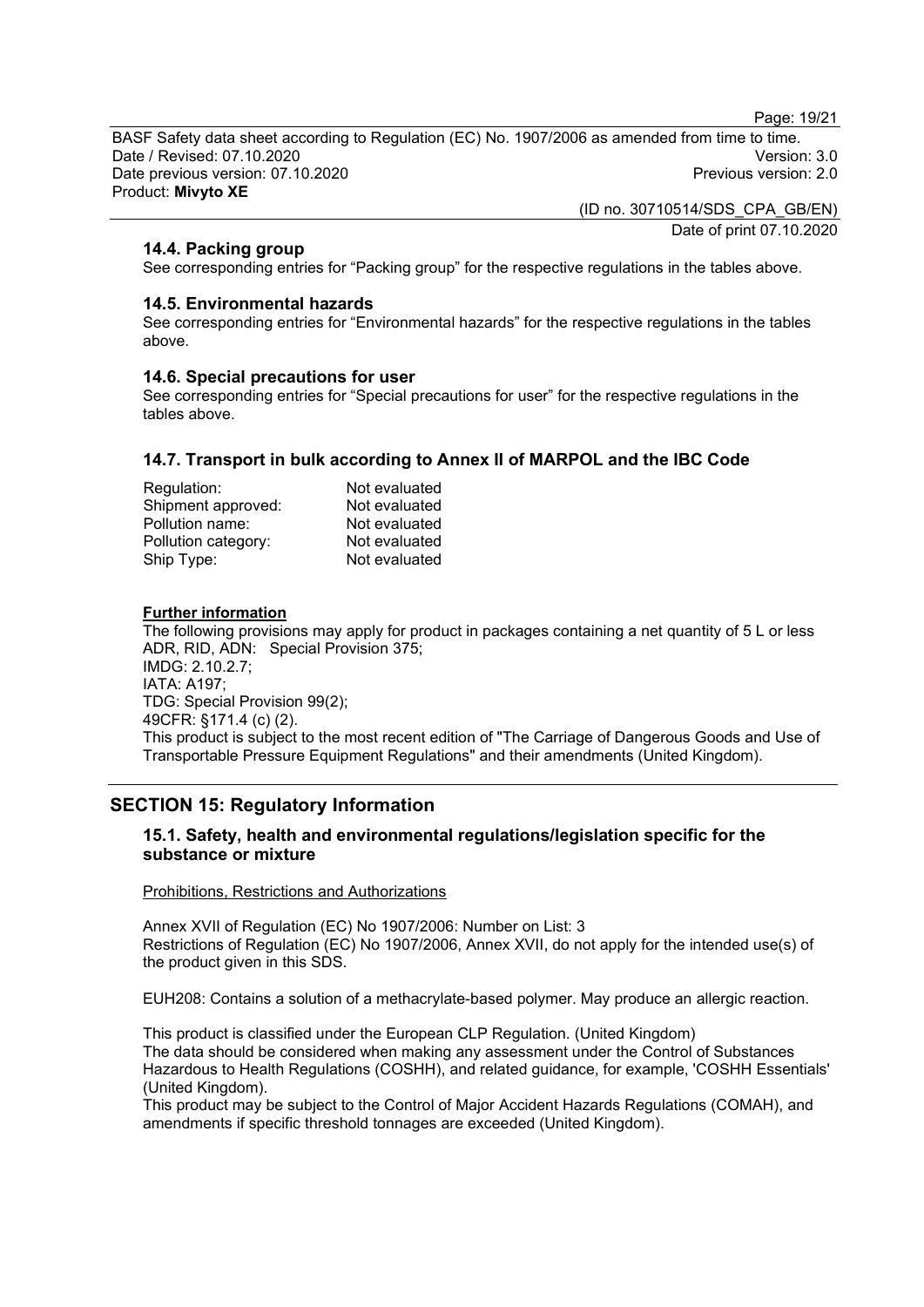### 14.4. Packing group

See corresponding entries for “Packing group” for the respective regulations in the tables above.

### 14.5. Environmental hazards

See corresponding entries for “Environmental hazards” for the respective regulations in the tables above.

### 14.6. Special precautions for user

See corresponding entries for “Special precautions for user” for the respective regulations in the tables above.

### 14.7. Transport in bulk according to Annex II of MARPOL and the IBC Code

| | |
|---|---|
| Regulation: | Not evaluated |
| Shipment approved: | Not evaluated |
| Pollution name: | Not evaluated |
| Pollution category: | Not evaluated |
| Ship Type: | Not evaluated |

**Further information**

The following provisions may apply for product in packages containing a net quantity of 5 L or less
ADR, RID, ADN: Special Provision 375;
IMDG: 2.10.2.7;
IATA: A197;
TDG: Special Provision 99(2);
49CFR: §171.4 (c) (2).
This product is subject to the most recent edition of "The Carriage of Dangerous Goods and Use of Transportable Pressure Equipment Regulations" and their amendments (United Kingdom).

## SECTION 15: Regulatory Information

### 15.1. Safety, health and environmental regulations/legislation specific for the substance or mixture

Prohibitions, Restrictions and Authorizations

Annex XVII of Regulation (EC) No 1907/2006: Number on List: 3
Restrictions of Regulation (EC) No 1907/2006, Annex XVII, do not apply for the intended use(s) of the product given in this SDS.

EUH208: Contains a solution of a methacrylate-based polymer. May produce an allergic reaction.

This product is classified under the European CLP Regulation. (United Kingdom)
The data should be considered when making any assessment under the Control of Substances Hazardous to Health Regulations (COSHH), and related guidance, for example, 'COSHH Essentials' (United Kingdom).
This product may be subject to the Control of Major Accident Hazards Regulations (COMAH), and amendments if specific threshold tonnages are exceeded (United Kingdom).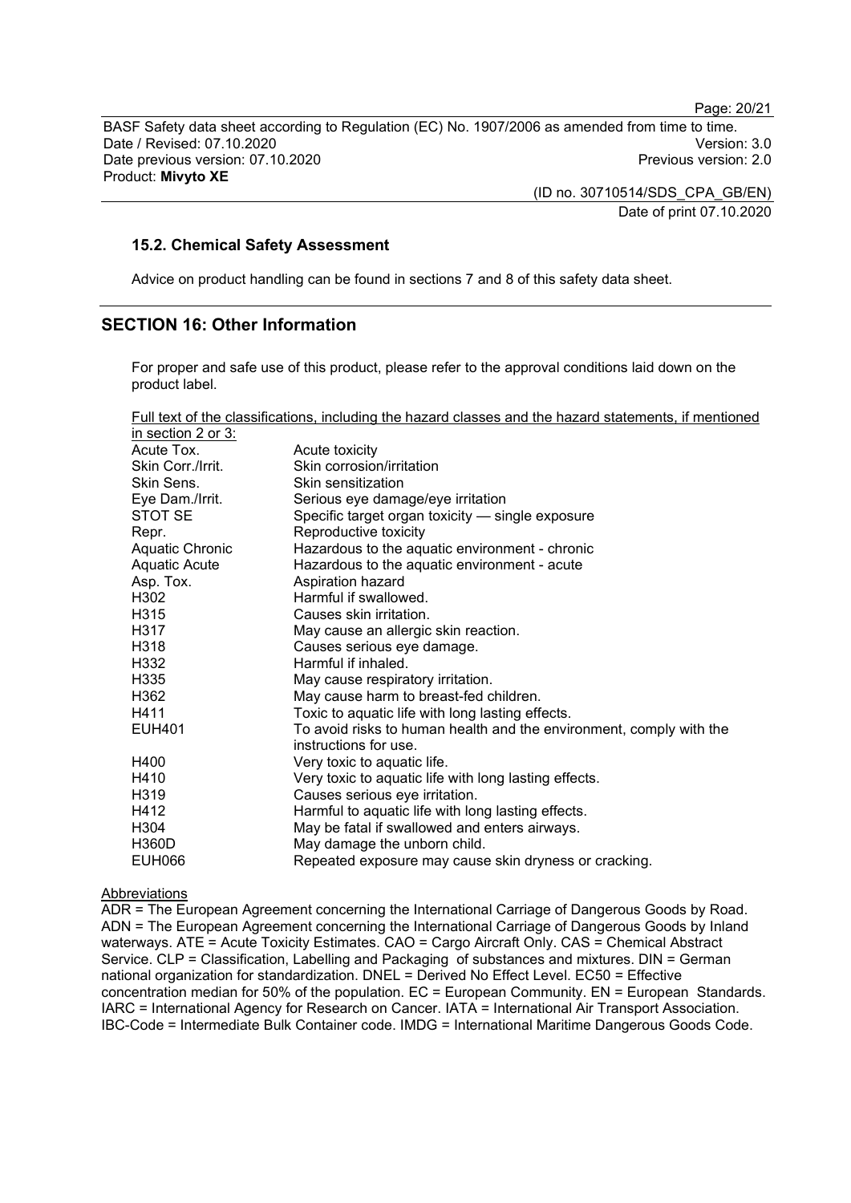### 15.2. Chemical Safety Assessment

Advice on product handling can be found in sections 7 and 8 of this safety data sheet.

## SECTION 16: Other Information

For proper and safe use of this product, please refer to the approval conditions laid down on the product label.

Full text of the classifications, including the hazard classes and the hazard statements, if mentioned in section 2 or 3:

| | |
|---|---|
| Acute Tox. | Acute toxicity |
| Skin Corr./Irrit. | Skin corrosion/irritation |
| Skin Sens. | Skin sensitization |
| Eye Dam./Irrit. | Serious eye damage/eye irritation |
| STOT SE | Specific target organ toxicity — single exposure |
| Repr. | Reproductive toxicity |
| Aquatic Chronic | Hazardous to the aquatic environment - chronic |
| Aquatic Acute | Hazardous to the aquatic environment - acute |
| Asp. Tox. | Aspiration hazard |
| H302 | Harmful if swallowed. |
| H315 | Causes skin irritation. |
| H317 | May cause an allergic skin reaction. |
| H318 | Causes serious eye damage. |
| H332 | Harmful if inhaled. |
| H335 | May cause respiratory irritation. |
| H362 | May cause harm to breast-fed children. |
| H411 | Toxic to aquatic life with long lasting effects. |
| EUH401 | To avoid risks to human health and the environment, comply with the instructions for use. |
| H400 | Very toxic to aquatic life. |
| H410 | Very toxic to aquatic life with long lasting effects. |
| H319 | Causes serious eye irritation. |
| H412 | Harmful to aquatic life with long lasting effects. |
| H304 | May be fatal if swallowed and enters airways. |
| H360D | May damage the unborn child. |
| EUH066 | Repeated exposure may cause skin dryness or cracking. |

Abbreviations

ADR = The European Agreement concerning the International Carriage of Dangerous Goods by Road. ADN = The European Agreement concerning the International Carriage of Dangerous Goods by Inland waterways. ATE = Acute Toxicity Estimates. CAO = Cargo Aircraft Only. CAS = Chemical Abstract Service. CLP = Classification, Labelling and Packaging of substances and mixtures. DIN = German national organization for standardization. DNEL = Derived No Effect Level. EC50 = Effective concentration median for 50% of the population. EC = European Community. EN = European Standards. IARC = International Agency for Research on Cancer. IATA = International Air Transport Association. IBC-Code = Intermediate Bulk Container code. IMDG = International Maritime Dangerous Goods Code.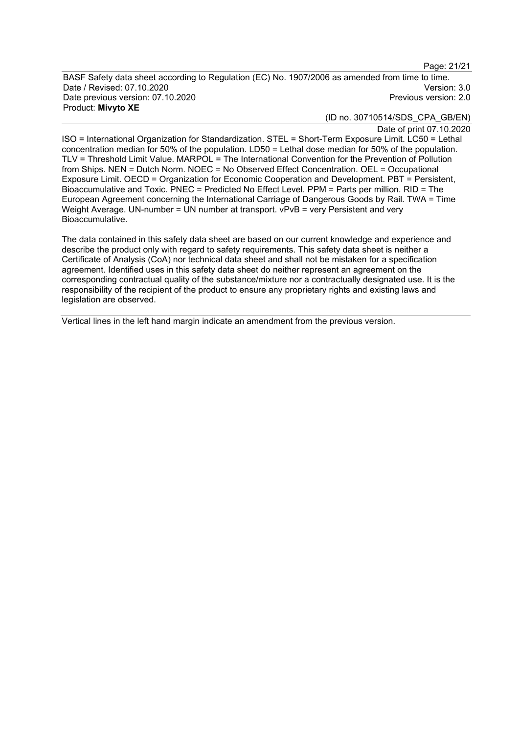ISO = International Organization for Standardization. STEL = Short-Term Exposure Limit. LC50 = Lethal concentration median for 50% of the population. LD50 = Lethal dose median for 50% of the population. TLV = Threshold Limit Value. MARPOL = The International Convention for the Prevention of Pollution from Ships. NEN = Dutch Norm. NOEC = No Observed Effect Concentration. OEL = Occupational Exposure Limit. OECD = Organization for Economic Cooperation and Development. PBT = Persistent, Bioaccumulative and Toxic. PNEC = Predicted No Effect Level. PPM = Parts per million. RID = The European Agreement concerning the International Carriage of Dangerous Goods by Rail. TWA = Time Weight Average. UN-number = UN number at transport. vPvB = very Persistent and very Bioaccumulative.

The data contained in this safety data sheet are based on our current knowledge and experience and describe the product only with regard to safety requirements. This safety data sheet is neither a Certificate of Analysis (CoA) nor technical data sheet and shall not be mistaken for a specification agreement. Identified uses in this safety data sheet do neither represent an agreement on the corresponding contractual quality of the substance/mixture nor a contractually designated use. It is the responsibility of the recipient of the product to ensure any proprietary rights and existing laws and legislation are observed.

---

Vertical lines in the left hand margin indicate an amendment from the previous version.